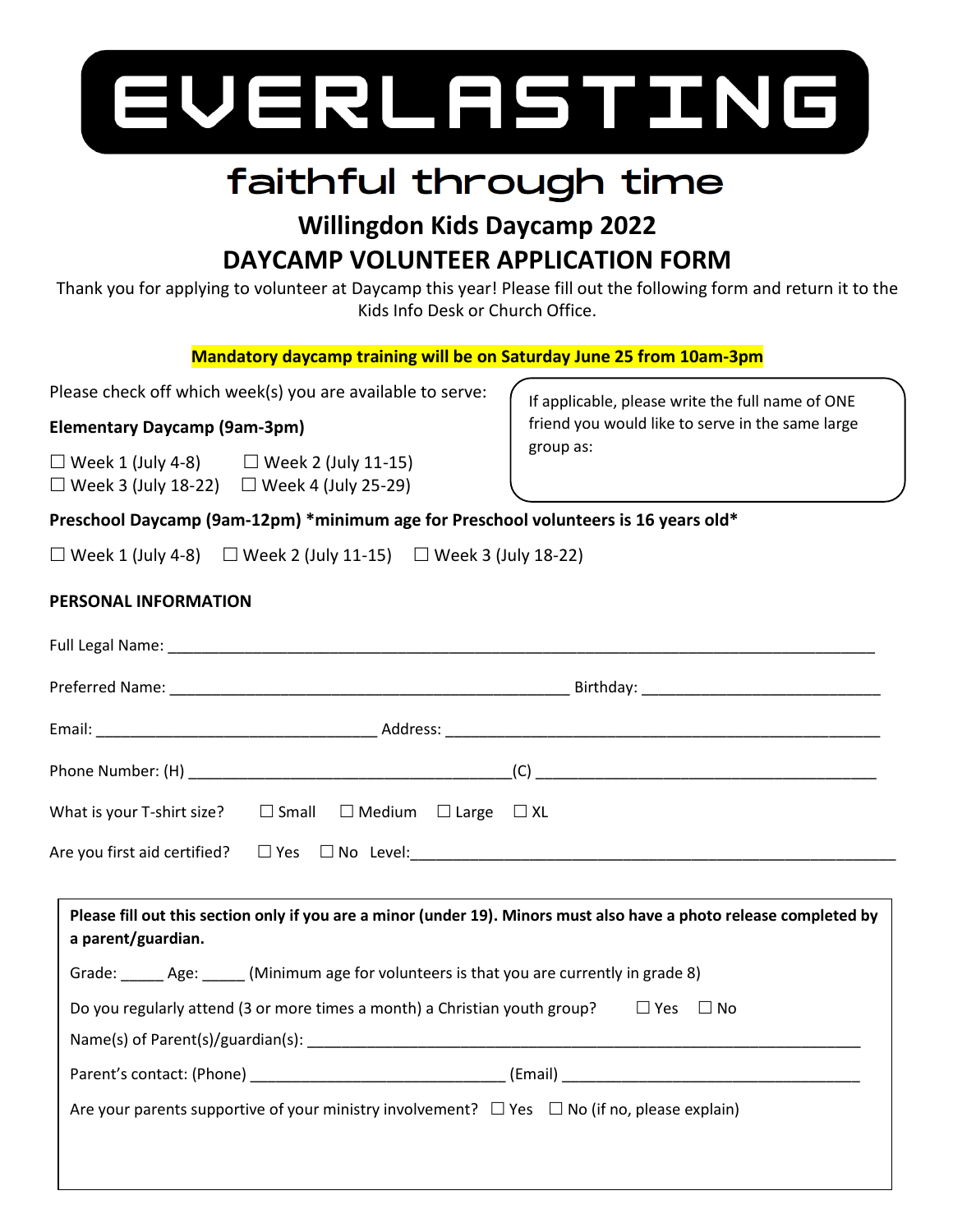# EVERLASTING

## faithful through time

## Willingdon Kids Daycamp 2022

## DAYCAMP VOLUNTEER APPLICATION FORM

Thank you for applying to volunteer at Daycamp this year! Please fill out the following form and return it to the Kids Info Desk or Church Office.

**Mandatory daycamp training will be on Saturday June 25 from 10am-3pm**

Please check off which week(s) you are available to serve:

**Elementary Daycamp (9am-3pm)**

☐ Week 1 (July 4-8) ☐ Week 2 (July 11-15)
☐ Week 3 (July 18-22) ☐ Week 4 (July 25-29)

If applicable, please write the full name of ONE friend you would like to serve in the same large group as:

**Preschool Daycamp (9am-12pm) *minimum age for Preschool volunteers is 16 years old***

☐ Week 1 (July 4-8) ☐ Week 2 (July 11-15) ☐ Week 3 (July 18-22)

**PERSONAL INFORMATION**

Full Legal Name: ________________________________________________

Preferred Name: ______________________________ Birthday: ____________________

Email: ______________________ Address: ________________________________

Phone Number: (H) ________________________(C) ________________________

What is your T-shirt size? ☐ Small ☐ Medium ☐ Large ☐ XL

Are you first aid certified? ☐ Yes ☐ No Level:________________________________

**Please fill out this section only if you are a minor (under 19). Minors must also have a photo release completed by a parent/guardian.**

Grade: _____ Age: _____ (Minimum age for volunteers is that you are currently in grade 8)

Do you regularly attend (3 or more times a month) a Christian youth group? ☐ Yes ☐ No

Name(s) of Parent(s)/guardian(s): ________________________________________

Parent's contact: (Phone) ______________________ (Email) ______________________

Are your parents supportive of your ministry involvement? ☐ Yes ☐ No (if no, please explain)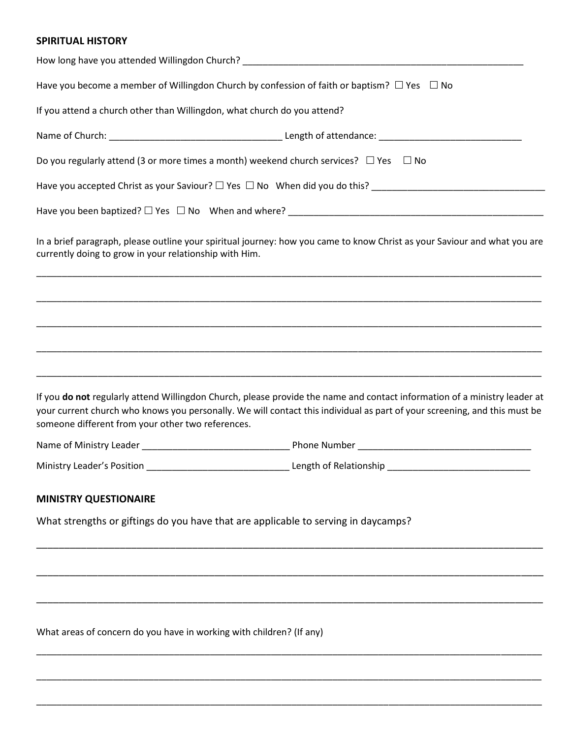## SPIRITUAL HISTORY

How long have you attended Willingdon Church? ___________________________________________________

Have you become a member of Willingdon Church by confession of faith or baptism? ☐ Yes ☐ No

If you attend a church other than Willingdon, what church do you attend?

Name of Church: ______________________________ Length of attendance: _________________________

Do you regularly attend (3 or more times a month) weekend church services? ☐ Yes ☐ No

Have you accepted Christ as your Saviour? ☐ Yes ☐ No When did you do this? ______________________________

Have you been baptized? ☐ Yes ☐ No When and where? ______________________________________________

In a brief paragraph, please outline your spiritual journey: how you came to know Christ as your Saviour and what you are currently doing to grow in your relationship with Him.

_____________________________________________________________________________________________

_____________________________________________________________________________________________

_____________________________________________________________________________________________

_____________________________________________________________________________________________

_____________________________________________________________________________________________

If you **do not** regularly attend Willingdon Church, please provide the name and contact information of a ministry leader at your current church who knows you personally. We will contact this individual as part of your screening, and this must be someone different from your other two references.

Name of Ministry Leader __________________________ Phone Number ______________________________

Ministry Leader's Position _________________________ Length of Relationship _________________________

## MINISTRY QUESTIONAIRE

What strengths or giftings do you have that are applicable to serving in daycamps?

_____________________________________________________________________________________________

_____________________________________________________________________________________________

_____________________________________________________________________________________________

What areas of concern do you have in working with children? (If any)

_____________________________________________________________________________________________

_____________________________________________________________________________________________

_____________________________________________________________________________________________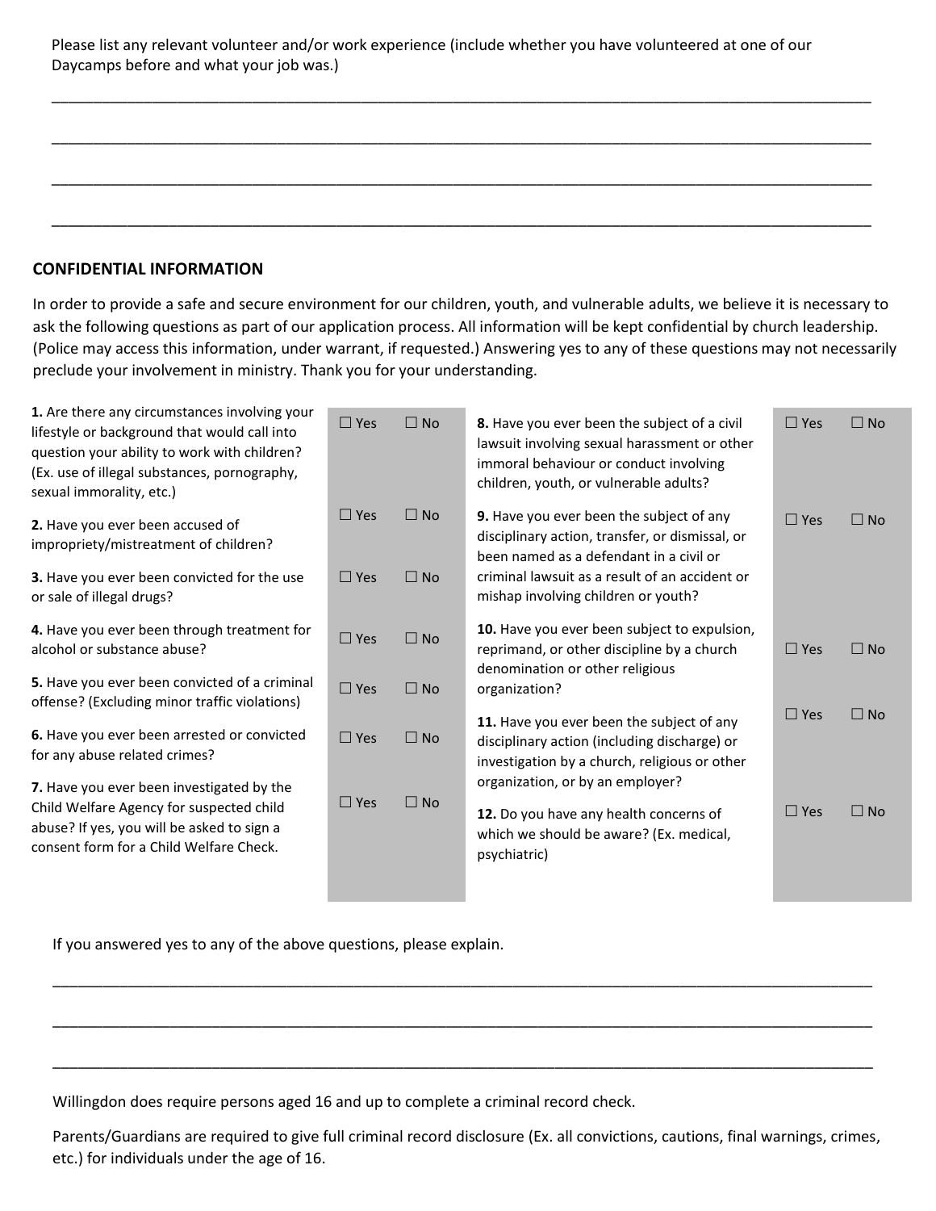Please list any relevant volunteer and/or work experience (include whether you have volunteered at one of our Daycamps before and what your job was.)

\_\_\_\_\_\_\_\_\_\_\_\_\_\_\_\_\_\_\_\_\_\_\_\_\_\_\_\_\_\_\_\_\_\_\_\_\_\_\_\_\_\_\_\_\_\_\_\_\_\_\_\_\_\_\_\_\_\_\_\_\_\_\_\_\_\_\_\_\_\_\_\_\_\_\_\_\_\_\_\_

\_\_\_\_\_\_\_\_\_\_\_\_\_\_\_\_\_\_\_\_\_\_\_\_\_\_\_\_\_\_\_\_\_\_\_\_\_\_\_\_\_\_\_\_\_\_\_\_\_\_\_\_\_\_\_\_\_\_\_\_\_\_\_\_\_\_\_\_\_\_\_\_\_\_\_\_\_\_\_\_

\_\_\_\_\_\_\_\_\_\_\_\_\_\_\_\_\_\_\_\_\_\_\_\_\_\_\_\_\_\_\_\_\_\_\_\_\_\_\_\_\_\_\_\_\_\_\_\_\_\_\_\_\_\_\_\_\_\_\_\_\_\_\_\_\_\_\_\_\_\_\_\_\_\_\_\_\_\_\_\_

\_\_\_\_\_\_\_\_\_\_\_\_\_\_\_\_\_\_\_\_\_\_\_\_\_\_\_\_\_\_\_\_\_\_\_\_\_\_\_\_\_\_\_\_\_\_\_\_\_\_\_\_\_\_\_\_\_\_\_\_\_\_\_\_\_\_\_\_\_\_\_\_\_\_\_\_\_\_\_\_

**CONFIDENTIAL INFORMATION**

In order to provide a safe and secure environment for our children, youth, and vulnerable adults, we believe it is necessary to ask the following questions as part of our application process. All information will be kept confidential by church leadership. (Police may access this information, under warrant, if requested.) Answering yes to any of these questions may not necessarily preclude your involvement in ministry. Thank you for your understanding.

| Question | Yes | No |
|---|---|---|
| **1.** Are there any circumstances involving your lifestyle or background that would call into question your ability to work with children? (Ex. use of illegal substances, pornography, sexual immorality, etc.) | ☐ Yes | ☐ No |
| **2.** Have you ever been accused of impropriety/mistreatment of children? | ☐ Yes | ☐ No |
| **3.** Have you ever been convicted for the use or sale of illegal drugs? | ☐ Yes | ☐ No |
| **4.** Have you ever been through treatment for alcohol or substance abuse? | ☐ Yes | ☐ No |
| **5.** Have you ever been convicted of a criminal offense? (Excluding minor traffic violations) | ☐ Yes | ☐ No |
| **6.** Have you ever been arrested or convicted for any abuse related crimes? | ☐ Yes | ☐ No |
| **7.** Have you ever been investigated by the Child Welfare Agency for suspected child abuse? If yes, you will be asked to sign a consent form for a Child Welfare Check. | ☐ Yes | ☐ No |
| **8.** Have you ever been the subject of a civil lawsuit involving sexual harassment or other immoral behaviour or conduct involving children, youth, or vulnerable adults? | ☐ Yes | ☐ No |
| **9.** Have you ever been the subject of any disciplinary action, transfer, or dismissal, or been named as a defendant in a civil or criminal lawsuit as a result of an accident or mishap involving children or youth? | ☐ Yes | ☐ No |
| **10.** Have you ever been subject to expulsion, reprimand, or other discipline by a church denomination or other religious organization? | ☐ Yes | ☐ No |
| **11.** Have you ever been the subject of any disciplinary action (including discharge) or investigation by a church, religious or other organization, or by an employer? | ☐ Yes | ☐ No |
| **12.** Do you have any health concerns of which we should be aware? (Ex. medical, psychiatric) | ☐ Yes | ☐ No |

If you answered yes to any of the above questions, please explain.

\_\_\_\_\_\_\_\_\_\_\_\_\_\_\_\_\_\_\_\_\_\_\_\_\_\_\_\_\_\_\_\_\_\_\_\_\_\_\_\_\_\_\_\_\_\_\_\_\_\_\_\_\_\_\_\_\_\_\_\_\_\_\_\_\_\_\_\_\_\_\_\_\_\_\_\_\_\_\_\_

\_\_\_\_\_\_\_\_\_\_\_\_\_\_\_\_\_\_\_\_\_\_\_\_\_\_\_\_\_\_\_\_\_\_\_\_\_\_\_\_\_\_\_\_\_\_\_\_\_\_\_\_\_\_\_\_\_\_\_\_\_\_\_\_\_\_\_\_\_\_\_\_\_\_\_\_\_\_\_\_

\_\_\_\_\_\_\_\_\_\_\_\_\_\_\_\_\_\_\_\_\_\_\_\_\_\_\_\_\_\_\_\_\_\_\_\_\_\_\_\_\_\_\_\_\_\_\_\_\_\_\_\_\_\_\_\_\_\_\_\_\_\_\_\_\_\_\_\_\_\_\_\_\_\_\_\_\_\_\_\_

Willingdon does require persons aged 16 and up to complete a criminal record check.

Parents/Guardians are required to give full criminal record disclosure (Ex. all convictions, cautions, final warnings, crimes, etc.) for individuals under the age of 16.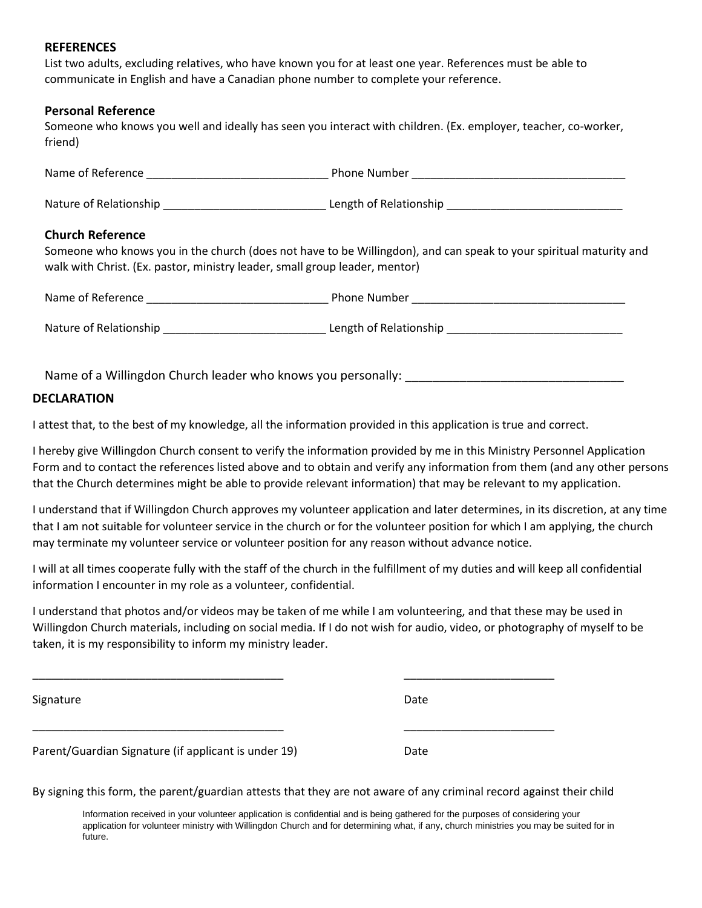### REFERENCES

List two adults, excluding relatives, who have known you for at least one year. References must be able to communicate in English and have a Canadian phone number to complete your reference.

### Personal Reference

Someone who knows you well and ideally has seen you interact with children. (Ex. employer, teacher, co-worker, friend)

Name of Reference _____________________________ Phone Number __________________________________

Nature of Relationship __________________________ Length of Relationship ____________________________

### Church Reference

Someone who knows you in the church (does not have to be Willingdon), and can speak to your spiritual maturity and walk with Christ. (Ex. pastor, ministry leader, small group leader, mentor)

Name of Reference _____________________________ Phone Number __________________________________

Nature of Relationship __________________________ Length of Relationship ____________________________

Name of a Willingdon Church leader who knows you personally: ________________________________

### DECLARATION

I attest that, to the best of my knowledge, all the information provided in this application is true and correct.

I hereby give Willingdon Church consent to verify the information provided by me in this Ministry Personnel Application Form and to contact the references listed above and to obtain and verify any information from them (and any other persons that the Church determines might be able to provide relevant information) that may be relevant to my application.

I understand that if Willingdon Church approves my volunteer application and later determines, in its discretion, at any time that I am not suitable for volunteer service in the church or for the volunteer position for which I am applying, the church may terminate my volunteer service or volunteer position for any reason without advance notice.

I will at all times cooperate fully with the staff of the church in the fulfillment of my duties and will keep all confidential information I encounter in my role as a volunteer, confidential.

I understand that photos and/or videos may be taken of me while I am volunteering, and that these may be used in Willingdon Church materials, including on social media. If I do not wish for audio, video, or photography of myself to be taken, it is my responsibility to inform my ministry leader.

_________________________________________ ________________________

Signature Date

_________________________________________ ________________________

Parent/Guardian Signature (if applicant is under 19) Date

By signing this form, the parent/guardian attests that they are not aware of any criminal record against their child

Information received in your volunteer application is confidential and is being gathered for the purposes of considering your application for volunteer ministry with Willingdon Church and for determining what, if any, church ministries you may be suited for in future.